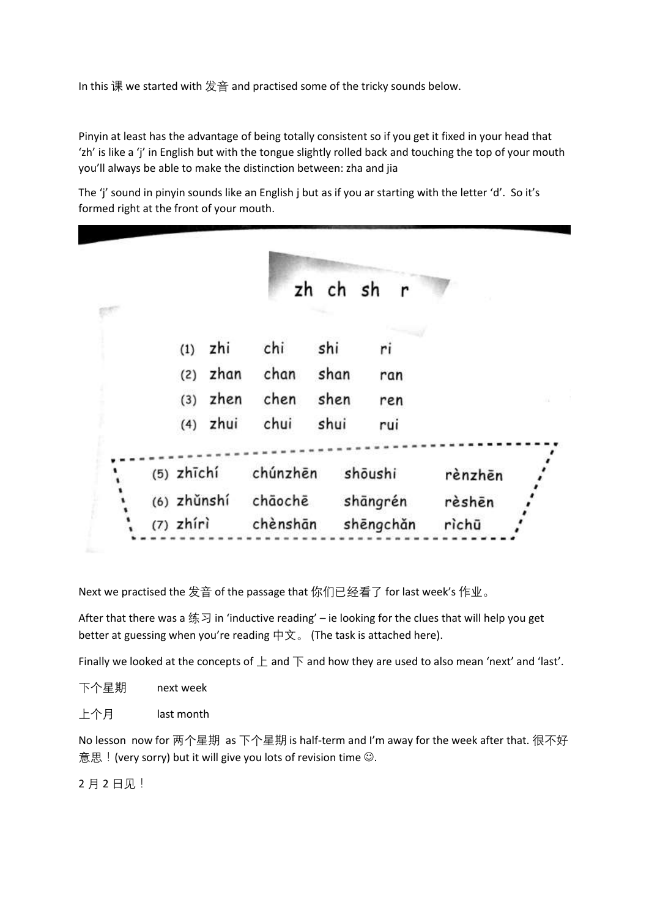In this 课 we started with 发音 and practised some of the tricky sounds below.

Pinyin at least has the advantage of being totally consistent so if you get it fixed in your head that 'zh' is like a 'j' in English but with the tongue slightly rolled back and touching the top of your mouth you'll always be able to make the distinction between: zha and jia

The 'j' sound in pinyin sounds like an English j but as if you ar starting with the letter 'd'. So it's formed right at the front of your mouth.

**zh ch sh r**

| | | | | |
|---|---|---|---|---|
| (1) | zhi | chi | shi | ri |
| (2) | zhan | chan | shan | ran |
| (3) | zhen | chen | shen | ren |
| (4) | zhui | chui | shui | rui |
| (5) | zhīchí | chúnzhēn | shōushi | rènzhēn |
| (6) | zhǔnshí | chāochē | shāngrén | rèshēn |
| (7) | zhírì | chènshān | shēngchǎn | rìchū |

Next we practised the 发音 of the passage that 你们已经看了 for last week's 作业。

After that there was a 练习 in 'inductive reading' – ie looking for the clues that will help you get better at guessing when you're reading 中文。 (The task is attached here).

Finally we looked at the concepts of 上 and 下 and how they are used to also mean 'next' and 'last'.

下个星期　　next week

上个月　　last month

No lesson now for 两个星期 as 下个星期 is half-term and I'm away for the week after that. 很不好意思！(very sorry) but it will give you lots of revision time ☺.

2 月 2 日见！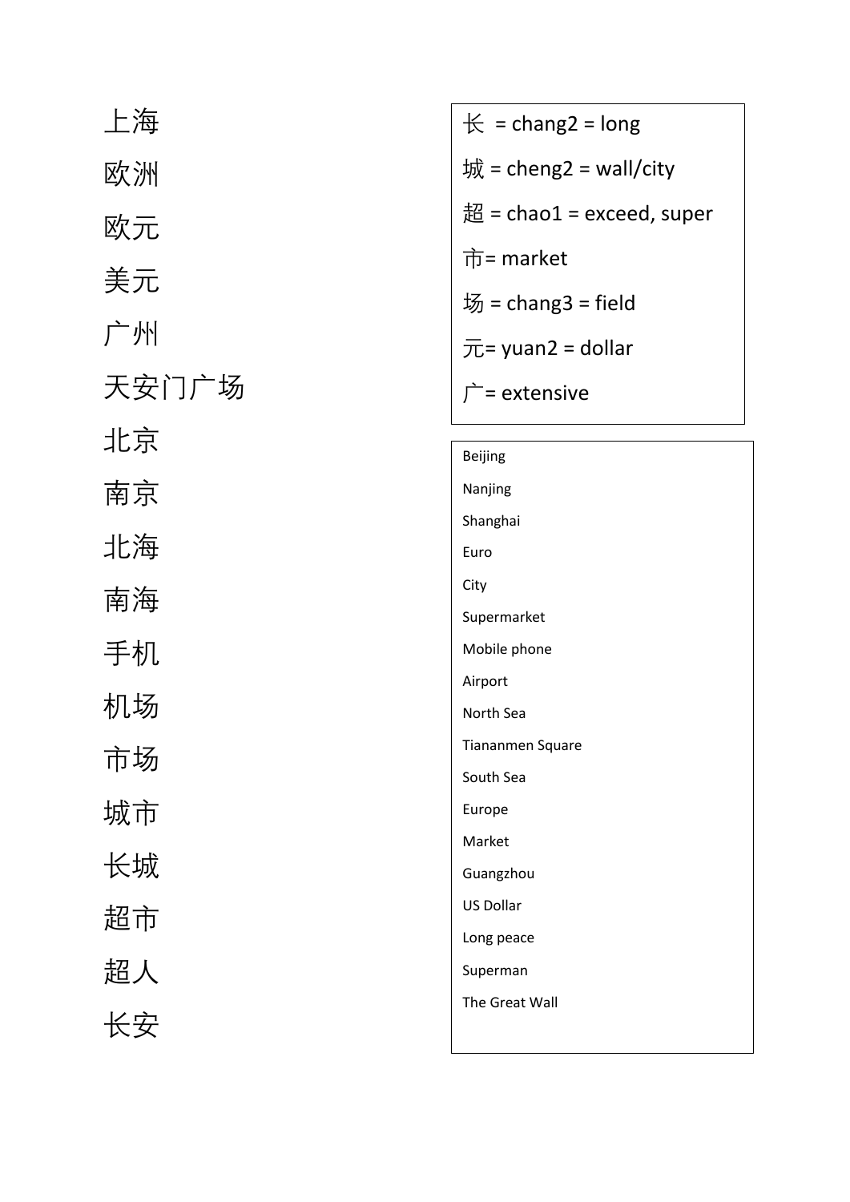上海

欧洲

欧元

美元

广州

天安门广场

北京

南京

北海

南海

手机

机场

市场

城市

长城

超市

超人

长安

长 = chang2 = long

城 = cheng2 = wall/city

超 = chao1 = exceed, super

市= market

场 = chang3 = field

元= yuan2 = dollar

广= extensive

Beijing

Nanjing

Shanghai

Euro

City

Supermarket

Mobile phone

Airport

North Sea

Tiananmen Square

South Sea

Europe

Market

Guangzhou

US Dollar

Long peace

Superman

The Great Wall